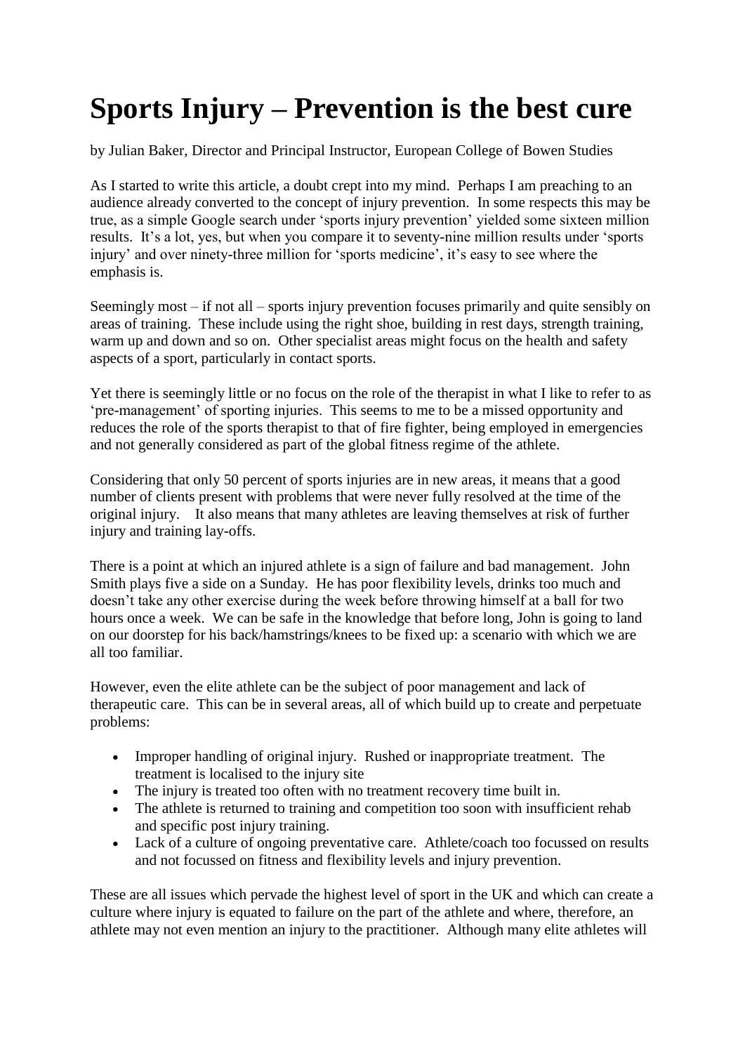# Sports Injury – Prevention is the best cure

by Julian Baker, Director and Principal Instructor, European College of Bowen Studies

As I started to write this article, a doubt crept into my mind. Perhaps I am preaching to an audience already converted to the concept of injury prevention. In some respects this may be true, as a simple Google search under 'sports injury prevention' yielded some sixteen million results. It's a lot, yes, but when you compare it to seventy-nine million results under 'sports injury' and over ninety-three million for 'sports medicine', it's easy to see where the emphasis is.

Seemingly most – if not all – sports injury prevention focuses primarily and quite sensibly on areas of training. These include using the right shoe, building in rest days, strength training, warm up and down and so on. Other specialist areas might focus on the health and safety aspects of a sport, particularly in contact sports.

Yet there is seemingly little or no focus on the role of the therapist in what I like to refer to as 'pre-management' of sporting injuries. This seems to me to be a missed opportunity and reduces the role of the sports therapist to that of fire fighter, being employed in emergencies and not generally considered as part of the global fitness regime of the athlete.

Considering that only 50 percent of sports injuries are in new areas, it means that a good number of clients present with problems that were never fully resolved at the time of the original injury. It also means that many athletes are leaving themselves at risk of further injury and training lay-offs.

There is a point at which an injured athlete is a sign of failure and bad management. John Smith plays five a side on a Sunday. He has poor flexibility levels, drinks too much and doesn't take any other exercise during the week before throwing himself at a ball for two hours once a week. We can be safe in the knowledge that before long, John is going to land on our doorstep for his back/hamstrings/knees to be fixed up: a scenario with which we are all too familiar.

However, even the elite athlete can be the subject of poor management and lack of therapeutic care. This can be in several areas, all of which build up to create and perpetuate problems:

- Improper handling of original injury. Rushed or inappropriate treatment. The treatment is localised to the injury site
- The injury is treated too often with no treatment recovery time built in.
- The athlete is returned to training and competition too soon with insufficient rehab and specific post injury training.
- Lack of a culture of ongoing preventative care. Athlete/coach too focussed on results and not focussed on fitness and flexibility levels and injury prevention.

These are all issues which pervade the highest level of sport in the UK and which can create a culture where injury is equated to failure on the part of the athlete and where, therefore, an athlete may not even mention an injury to the practitioner. Although many elite athletes will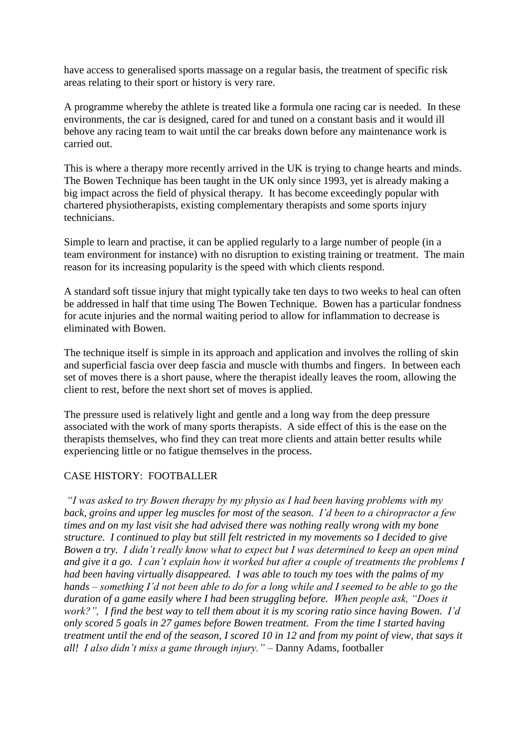have access to generalised sports massage on a regular basis, the treatment of specific risk areas relating to their sport or history is very rare.

A programme whereby the athlete is treated like a formula one racing car is needed. In these environments, the car is designed, cared for and tuned on a constant basis and it would ill behove any racing team to wait until the car breaks down before any maintenance work is carried out.

This is where a therapy more recently arrived in the UK is trying to change hearts and minds. The Bowen Technique has been taught in the UK only since 1993, yet is already making a big impact across the field of physical therapy. It has become exceedingly popular with chartered physiotherapists, existing complementary therapists and some sports injury technicians.

Simple to learn and practise, it can be applied regularly to a large number of people (in a team environment for instance) with no disruption to existing training or treatment. The main reason for its increasing popularity is the speed with which clients respond.

A standard soft tissue injury that might typically take ten days to two weeks to heal can often be addressed in half that time using The Bowen Technique. Bowen has a particular fondness for acute injuries and the normal waiting period to allow for inflammation to decrease is eliminated with Bowen.

The technique itself is simple in its approach and application and involves the rolling of skin and superficial fascia over deep fascia and muscle with thumbs and fingers. In between each set of moves there is a short pause, where the therapist ideally leaves the room, allowing the client to rest, before the next short set of moves is applied.

The pressure used is relatively light and gentle and a long way from the deep pressure associated with the work of many sports therapists. A side effect of this is the ease on the therapists themselves, who find they can treat more clients and attain better results while experiencing little or no fatigue themselves in the process.

CASE HISTORY: FOOTBALLER

*"I was asked to try Bowen therapy by my physio as I had been having problems with my back, groins and upper leg muscles for most of the season. I'd been to a chiropractor a few times and on my last visit she had advised there was nothing really wrong with my bone structure. I continued to play but still felt restricted in my movements so I decided to give Bowen a try. I didn't really know what to expect but I was determined to keep an open mind and give it a go. I can't explain how it worked but after a couple of treatments the problems I had been having virtually disappeared. I was able to touch my toes with the palms of my hands – something I'd not been able to do for a long while and I seemed to be able to go the duration of a game easily where I had been struggling before. When people ask, "Does it work?", I find the best way to tell them about it is my scoring ratio since having Bowen. I'd only scored 5 goals in 27 games before Bowen treatment. From the time I started having treatment until the end of the season, I scored 10 in 12 and from my point of view, that says it all! I also didn't miss a game through injury."* – Danny Adams, footballer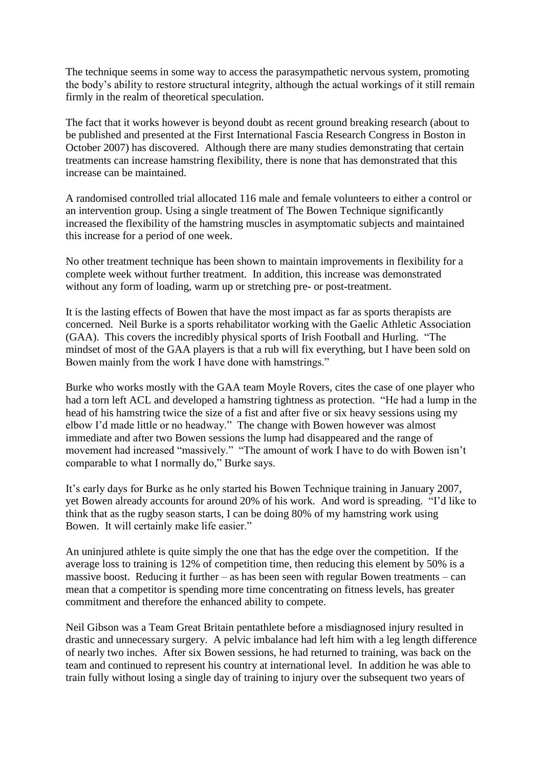The technique seems in some way to access the parasympathetic nervous system, promoting the body's ability to restore structural integrity, although the actual workings of it still remain firmly in the realm of theoretical speculation.

The fact that it works however is beyond doubt as recent ground breaking research (about to be published and presented at the First International Fascia Research Congress in Boston in October 2007) has discovered. Although there are many studies demonstrating that certain treatments can increase hamstring flexibility, there is none that has demonstrated that this increase can be maintained.

A randomised controlled trial allocated 116 male and female volunteers to either a control or an intervention group. Using a single treatment of The Bowen Technique significantly increased the flexibility of the hamstring muscles in asymptomatic subjects and maintained this increase for a period of one week.

No other treatment technique has been shown to maintain improvements in flexibility for a complete week without further treatment. In addition, this increase was demonstrated without any form of loading, warm up or stretching pre- or post-treatment.

It is the lasting effects of Bowen that have the most impact as far as sports therapists are concerned. Neil Burke is a sports rehabilitator working with the Gaelic Athletic Association (GAA). This covers the incredibly physical sports of Irish Football and Hurling. "The mindset of most of the GAA players is that a rub will fix everything, but I have been sold on Bowen mainly from the work I have done with hamstrings."

Burke who works mostly with the GAA team Moyle Rovers, cites the case of one player who had a torn left ACL and developed a hamstring tightness as protection. "He had a lump in the head of his hamstring twice the size of a fist and after five or six heavy sessions using my elbow I'd made little or no headway." The change with Bowen however was almost immediate and after two Bowen sessions the lump had disappeared and the range of movement had increased "massively." "The amount of work I have to do with Bowen isn't comparable to what I normally do," Burke says.

It's early days for Burke as he only started his Bowen Technique training in January 2007, yet Bowen already accounts for around 20% of his work. And word is spreading. "I'd like to think that as the rugby season starts, I can be doing 80% of my hamstring work using Bowen. It will certainly make life easier."

An uninjured athlete is quite simply the one that has the edge over the competition. If the average loss to training is 12% of competition time, then reducing this element by 50% is a massive boost. Reducing it further – as has been seen with regular Bowen treatments – can mean that a competitor is spending more time concentrating on fitness levels, has greater commitment and therefore the enhanced ability to compete.

Neil Gibson was a Team Great Britain pentathlete before a misdiagnosed injury resulted in drastic and unnecessary surgery. A pelvic imbalance had left him with a leg length difference of nearly two inches. After six Bowen sessions, he had returned to training, was back on the team and continued to represent his country at international level. In addition he was able to train fully without losing a single day of training to injury over the subsequent two years of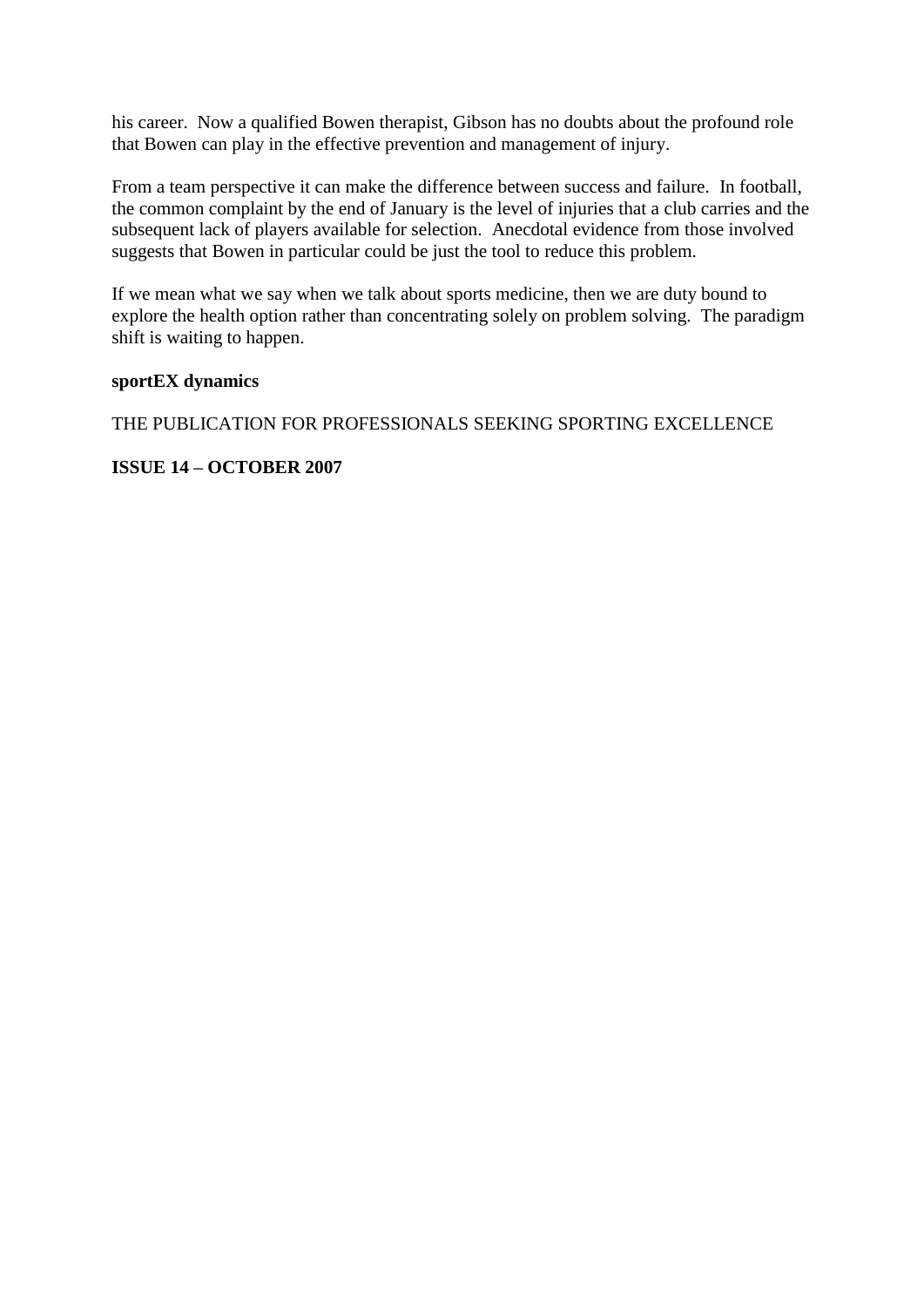his career. Now a qualified Bowen therapist, Gibson has no doubts about the profound role that Bowen can play in the effective prevention and management of injury.

From a team perspective it can make the difference between success and failure. In football, the common complaint by the end of January is the level of injuries that a club carries and the subsequent lack of players available for selection. Anecdotal evidence from those involved suggests that Bowen in particular could be just the tool to reduce this problem.

If we mean what we say when we talk about sports medicine, then we are duty bound to explore the health option rather than concentrating solely on problem solving. The paradigm shift is waiting to happen.

**sportEX dynamics**

THE PUBLICATION FOR PROFESSIONALS SEEKING SPORTING EXCELLENCE

**ISSUE 14 – OCTOBER 2007**